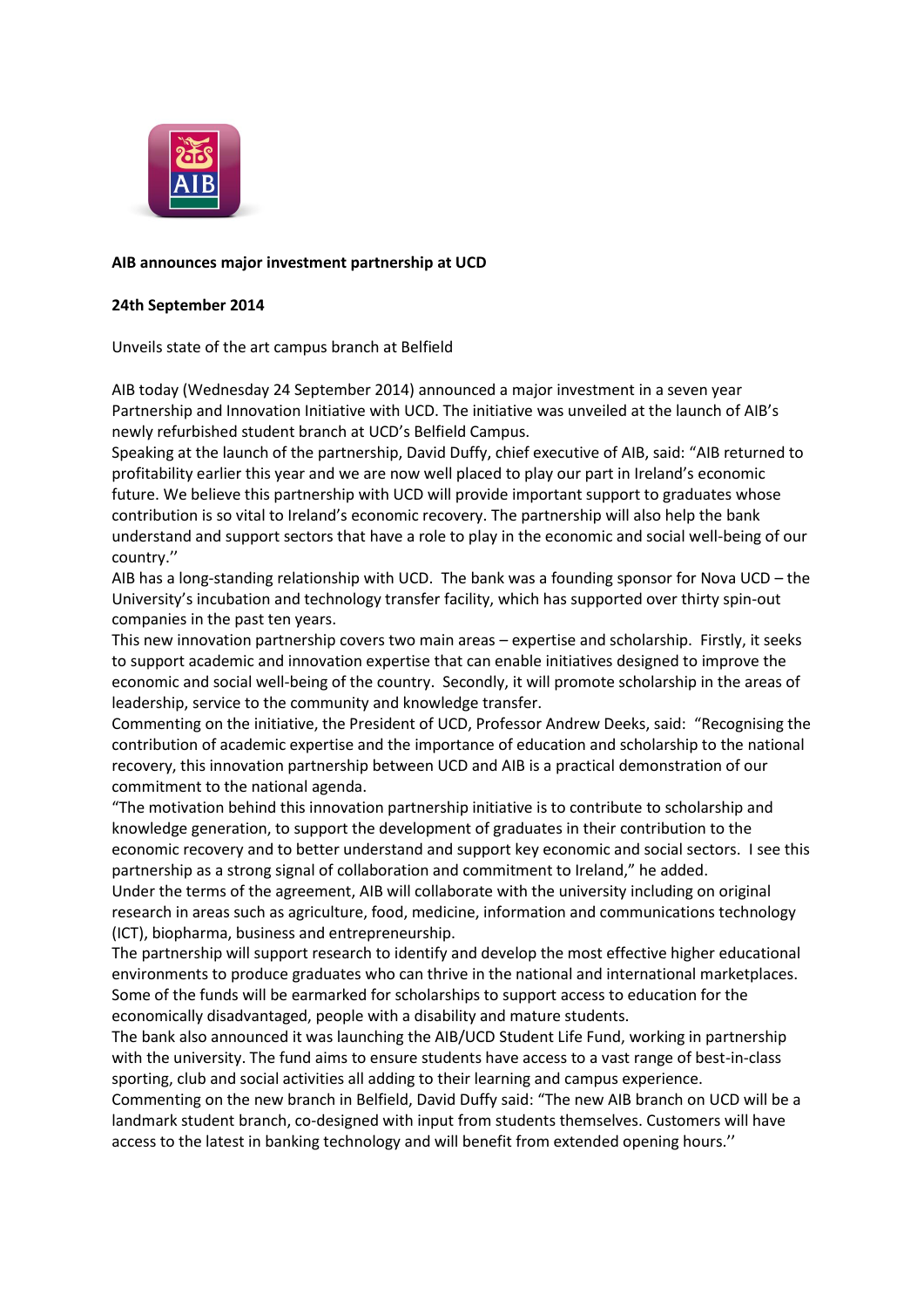**AIB announces major investment partnership at UCD**

**24th September 2014**

Unveils state of the art campus branch at Belfield

AIB today (Wednesday 24 September 2014) announced a major investment in a seven year Partnership and Innovation Initiative with UCD. The initiative was unveiled at the launch of AIB's newly refurbished student branch at UCD's Belfield Campus.

Speaking at the launch of the partnership, David Duffy, chief executive of AIB, said: "AIB returned to profitability earlier this year and we are now well placed to play our part in Ireland's economic future. We believe this partnership with UCD will provide important support to graduates whose contribution is so vital to Ireland's economic recovery. The partnership will also help the bank understand and support sectors that have a role to play in the economic and social well-being of our country.''

AIB has a long-standing relationship with UCD. The bank was a founding sponsor for Nova UCD – the University's incubation and technology transfer facility, which has supported over thirty spin-out companies in the past ten years.

This new innovation partnership covers two main areas – expertise and scholarship. Firstly, it seeks to support academic and innovation expertise that can enable initiatives designed to improve the economic and social well-being of the country. Secondly, it will promote scholarship in the areas of leadership, service to the community and knowledge transfer.

Commenting on the initiative, the President of UCD, Professor Andrew Deeks, said: "Recognising the contribution of academic expertise and the importance of education and scholarship to the national recovery, this innovation partnership between UCD and AIB is a practical demonstration of our commitment to the national agenda.

"The motivation behind this innovation partnership initiative is to contribute to scholarship and knowledge generation, to support the development of graduates in their contribution to the economic recovery and to better understand and support key economic and social sectors. I see this partnership as a strong signal of collaboration and commitment to Ireland," he added.

Under the terms of the agreement, AIB will collaborate with the university including on original research in areas such as agriculture, food, medicine, information and communications technology (ICT), biopharma, business and entrepreneurship.

The partnership will support research to identify and develop the most effective higher educational environments to produce graduates who can thrive in the national and international marketplaces. Some of the funds will be earmarked for scholarships to support access to education for the economically disadvantaged, people with a disability and mature students.

The bank also announced it was launching the AIB/UCD Student Life Fund, working in partnership with the university. The fund aims to ensure students have access to a vast range of best-in-class sporting, club and social activities all adding to their learning and campus experience.

Commenting on the new branch in Belfield, David Duffy said: "The new AIB branch on UCD will be a landmark student branch, co-designed with input from students themselves. Customers will have access to the latest in banking technology and will benefit from extended opening hours.''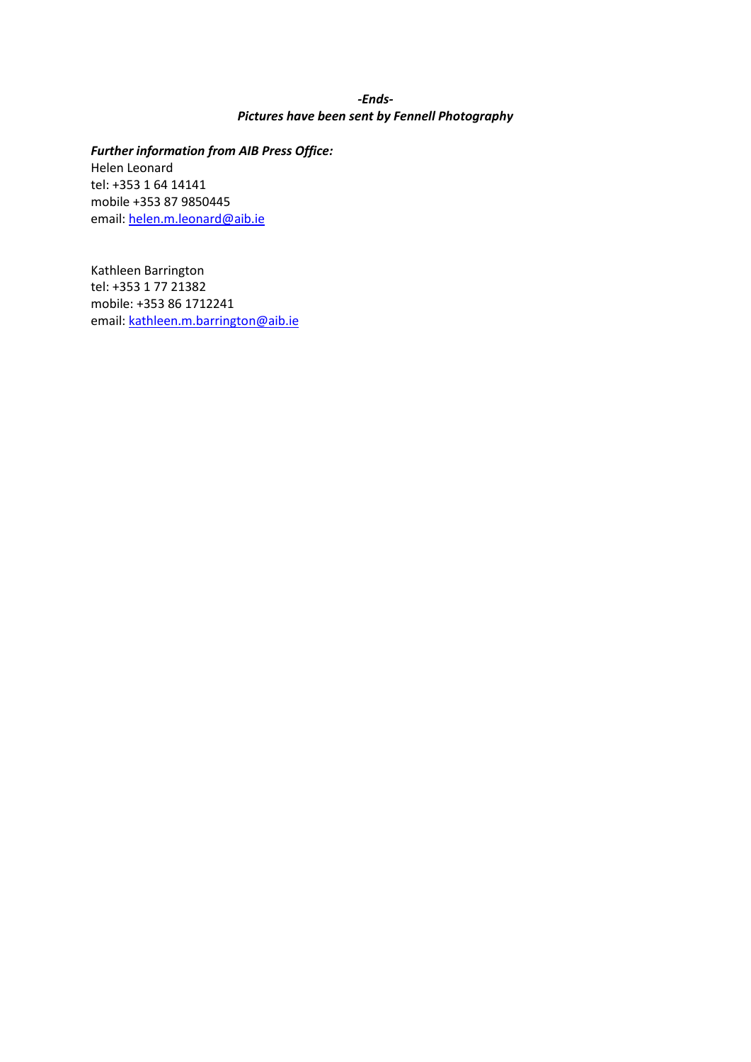***-Ends-***

***Pictures have been sent by Fennell Photography***

***Further information from AIB Press Office:***

Helen Leonard
tel: +353 1 64 14141
mobile +353 87 9850445
email: helen.m.leonard@aib.ie

Kathleen Barrington
tel: +353 1 77 21382
mobile: +353 86 1712241
email: kathleen.m.barrington@aib.ie